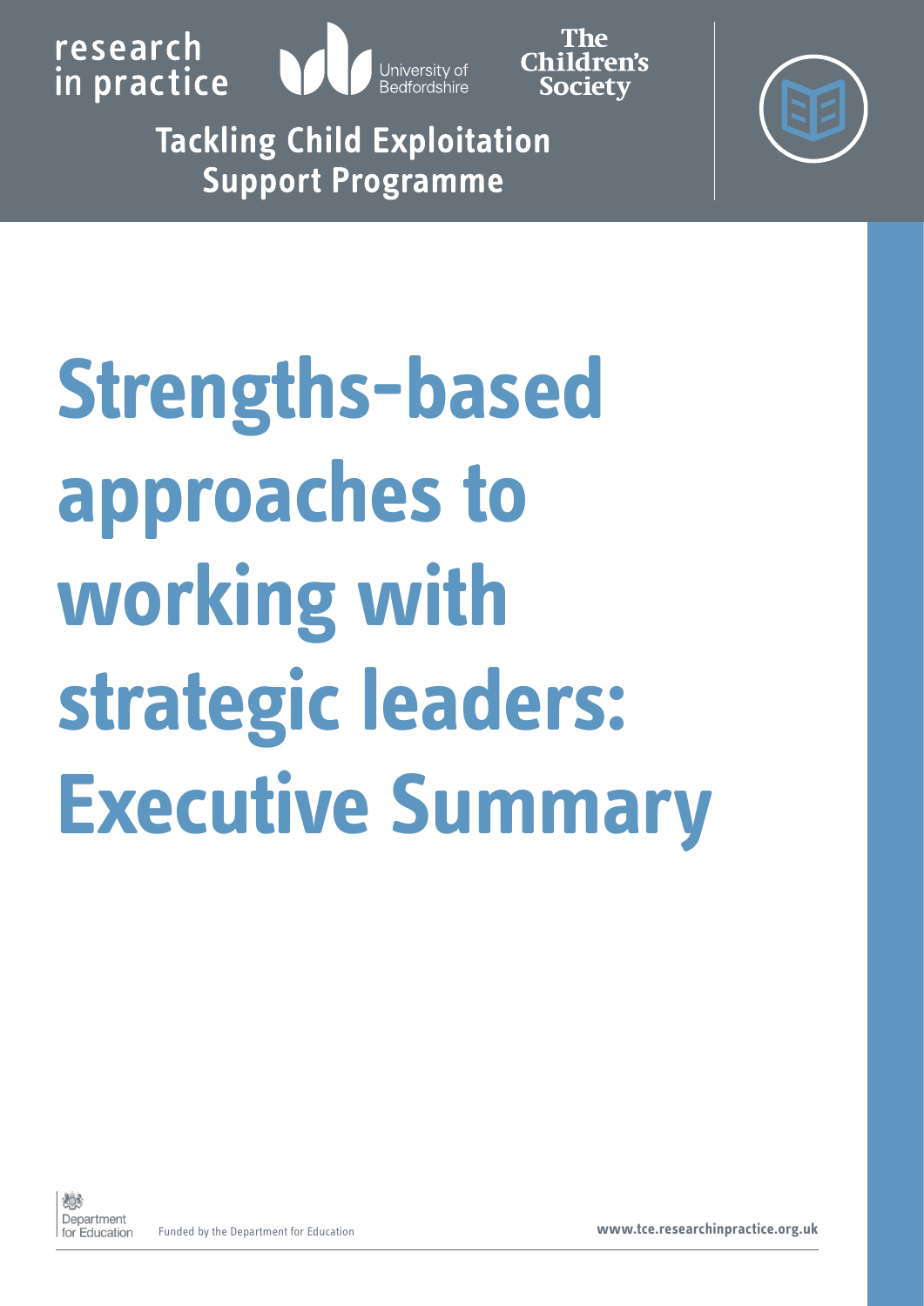research in practice

University of Bedfordshire

The Children's Society

Tackling Child Exploitation Support Programme

# Strengths-based approaches to working with strategic leaders: Executive Summary

Department for Education

Funded by the Department for Education

www.tce.researchinpractice.org.uk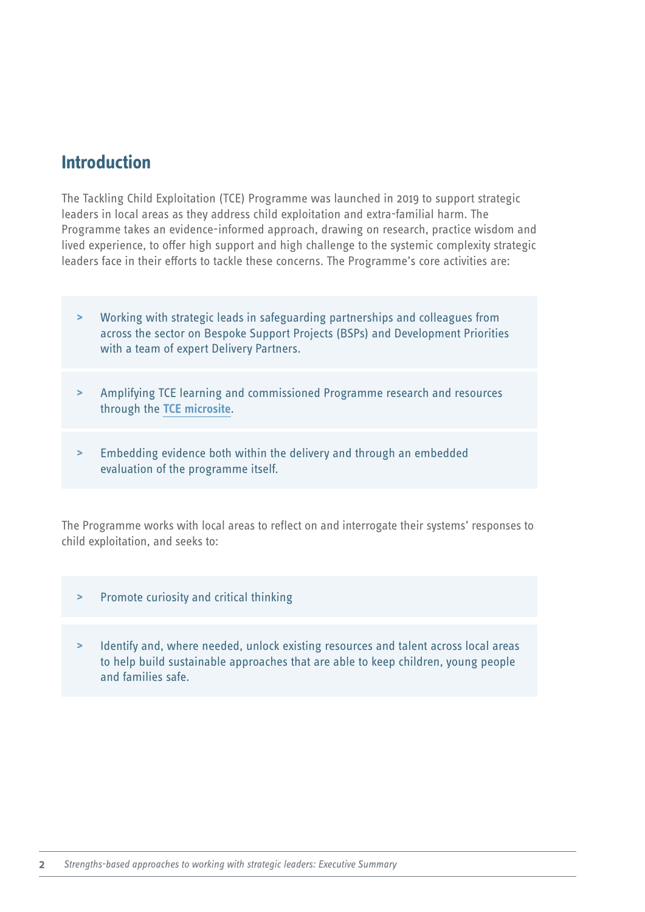## Introduction

The Tackling Child Exploitation (TCE) Programme was launched in 2019 to support strategic leaders in local areas as they address child exploitation and extra-familial harm. The Programme takes an evidence-informed approach, drawing on research, practice wisdom and lived experience, to offer high support and high challenge to the systemic complexity strategic leaders face in their efforts to tackle these concerns. The Programme's core activities are:

- Working with strategic leads in safeguarding partnerships and colleagues from across the sector on Bespoke Support Projects (BSPs) and Development Priorities with a team of expert Delivery Partners.
- Amplifying TCE learning and commissioned Programme research and resources through the **TCE microsite**.
- Embedding evidence both within the delivery and through an embedded evaluation of the programme itself.

The Programme works with local areas to reflect on and interrogate their systems' responses to child exploitation, and seeks to:

- Promote curiosity and critical thinking
- Identify and, where needed, unlock existing resources and talent across local areas to help build sustainable approaches that are able to keep children, young people and families safe.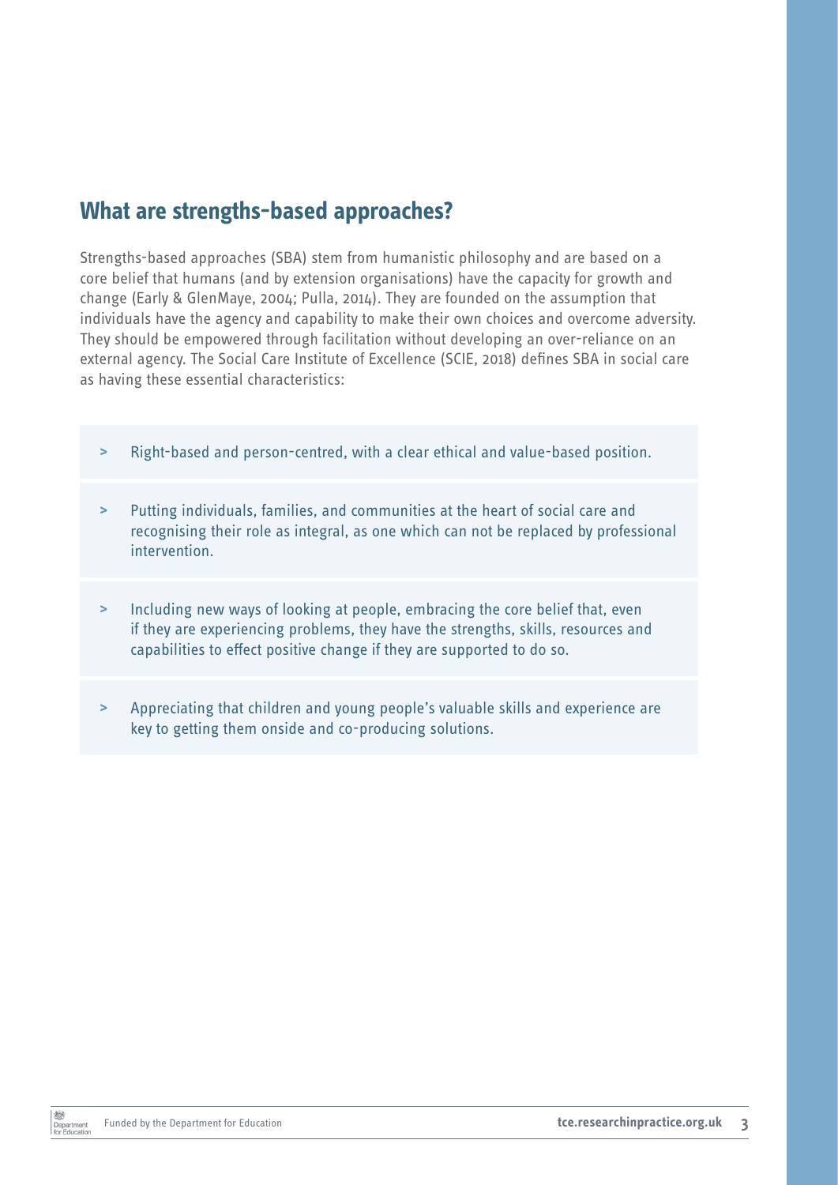## What are strengths-based approaches?

Strengths-based approaches (SBA) stem from humanistic philosophy and are based on a core belief that humans (and by extension organisations) have the capacity for growth and change (Early & GlenMaye, 2004; Pulla, 2014). They are founded on the assumption that individuals have the agency and capability to make their own choices and overcome adversity. They should be empowered through facilitation without developing an over-reliance on an external agency. The Social Care Institute of Excellence (SCIE, 2018) defines SBA in social care as having these essential characteristics:

- Right-based and person-centred, with a clear ethical and value-based position.
- Putting individuals, families, and communities at the heart of social care and recognising their role as integral, as one which can not be replaced by professional intervention.
- Including new ways of looking at people, embracing the core belief that, even if they are experiencing problems, they have the strengths, skills, resources and capabilities to effect positive change if they are supported to do so.
- Appreciating that children and young people's valuable skills and experience are key to getting them onside and co-producing solutions.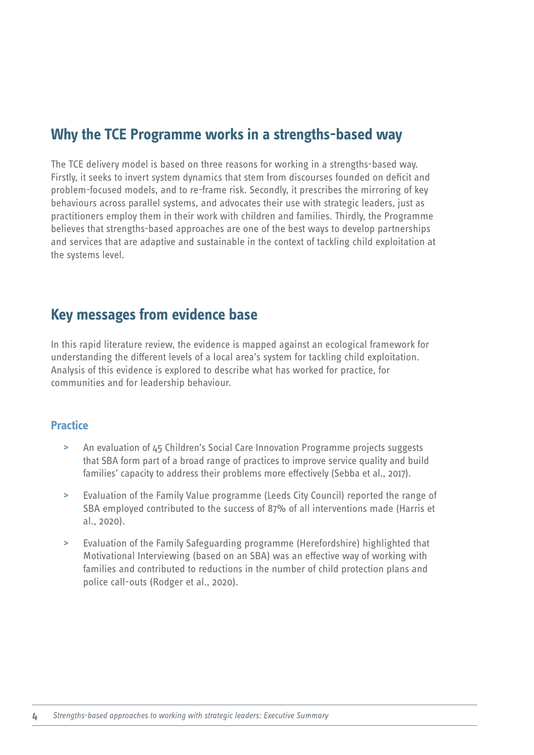## Why the TCE Programme works in a strengths-based way

The TCE delivery model is based on three reasons for working in a strengths-based way. Firstly, it seeks to invert system dynamics that stem from discourses founded on deficit and problem-focused models, and to re-frame risk. Secondly, it prescribes the mirroring of key behaviours across parallel systems, and advocates their use with strategic leaders, just as practitioners employ them in their work with children and families. Thirdly, the Programme believes that strengths-based approaches are one of the best ways to develop partnerships and services that are adaptive and sustainable in the context of tackling child exploitation at the systems level.

## Key messages from evidence base

In this rapid literature review, the evidence is mapped against an ecological framework for understanding the different levels of a local area's system for tackling child exploitation. Analysis of this evidence is explored to describe what has worked for practice, for communities and for leadership behaviour.

### Practice

- An evaluation of 45 Children's Social Care Innovation Programme projects suggests that SBA form part of a broad range of practices to improve service quality and build families' capacity to address their problems more effectively (Sebba et al., 2017).
- Evaluation of the Family Value programme (Leeds City Council) reported the range of SBA employed contributed to the success of 87% of all interventions made (Harris et al., 2020).
- Evaluation of the Family Safeguarding programme (Herefordshire) highlighted that Motivational Interviewing (based on an SBA) was an effective way of working with families and contributed to reductions in the number of child protection plans and police call-outs (Rodger et al., 2020).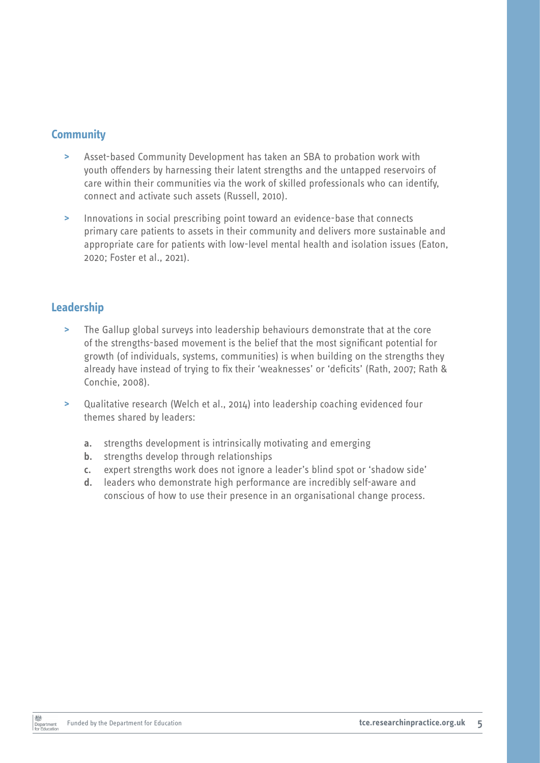## Community

- Asset-based Community Development has taken an SBA to probation work with youth offenders by harnessing their latent strengths and the untapped reservoirs of care within their communities via the work of skilled professionals who can identify, connect and activate such assets (Russell, 2010).
- Innovations in social prescribing point toward an evidence-base that connects primary care patients to assets in their community and delivers more sustainable and appropriate care for patients with low-level mental health and isolation issues (Eaton, 2020; Foster et al., 2021).

## Leadership

- The Gallup global surveys into leadership behaviours demonstrate that at the core of the strengths-based movement is the belief that the most significant potential for growth (of individuals, systems, communities) is when building on the strengths they already have instead of trying to fix their 'weaknesses' or 'deficits' (Rath, 2007; Rath & Conchie, 2008).
- Qualitative research (Welch et al., 2014) into leadership coaching evidenced four themes shared by leaders:
  - **a.** strengths development is intrinsically motivating and emerging
  - **b.** strengths develop through relationships
  - **c.** expert strengths work does not ignore a leader's blind spot or 'shadow side'
  - **d.** leaders who demonstrate high performance are incredibly self-aware and conscious of how to use their presence in an organisational change process.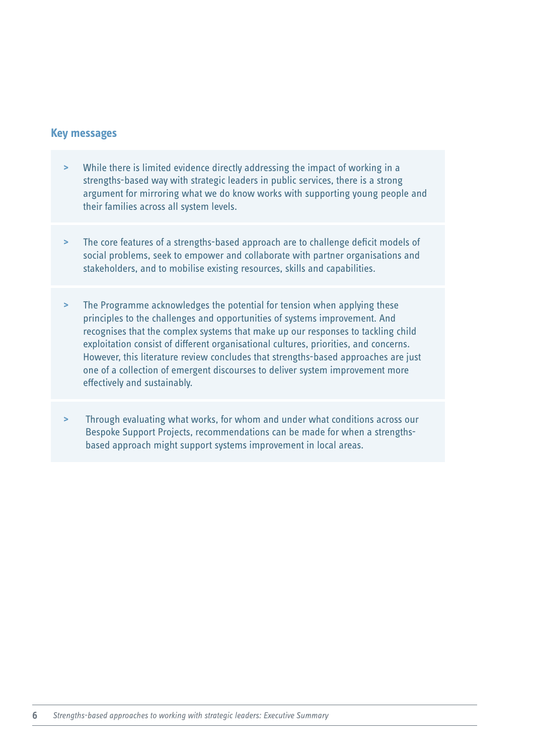## Key messages

- While there is limited evidence directly addressing the impact of working in a strengths-based way with strategic leaders in public services, there is a strong argument for mirroring what we do know works with supporting young people and their families across all system levels.

- The core features of a strengths-based approach are to challenge deficit models of social problems, seek to empower and collaborate with partner organisations and stakeholders, and to mobilise existing resources, skills and capabilities.

- The Programme acknowledges the potential for tension when applying these principles to the challenges and opportunities of systems improvement. And recognises that the complex systems that make up our responses to tackling child exploitation consist of different organisational cultures, priorities, and concerns. However, this literature review concludes that strengths-based approaches are just one of a collection of emergent discourses to deliver system improvement more effectively and sustainably.

- Through evaluating what works, for whom and under what conditions across our Bespoke Support Projects, recommendations can be made for when a strengths-based approach might support systems improvement in local areas.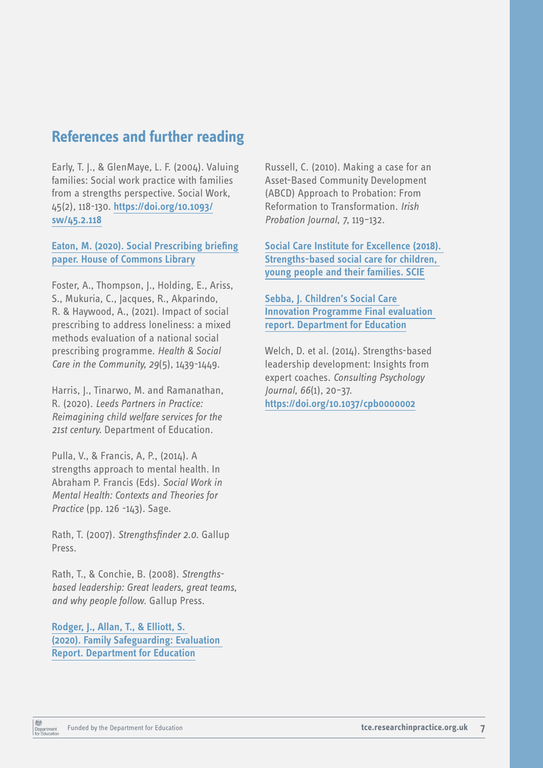## References and further reading

Early, T. J., & GlenMaye, L. F. (2004). Valuing families: Social work practice with families from a strengths perspective. Social Work, 45(2), 118-130. **https://doi.org/10.1093/sw/45.2.118**

**Eaton, M. (2020). Social Prescribing briefing paper. House of Commons Library**

Foster, A., Thompson, J., Holding, E., Ariss, S., Mukuria, C., Jacques, R., Akparindo, R. & Haywood, A., (2021). Impact of social prescribing to address loneliness: a mixed methods evaluation of a national social prescribing programme. *Health & Social Care in the Community, 29*(5), 1439-1449.

Harris, J., Tinarwo, M. and Ramanathan, R. (2020). *Leeds Partners in Practice: Reimagining child welfare services for the 21st century.* Department of Education.

Pulla, V., & Francis, A, P., (2014). A strengths approach to mental health. In Abraham P. Francis (Eds). *Social Work in Mental Health: Contexts and Theories for Practice* (pp. 126 -143). Sage.

Rath, T. (2007). *Strengthsfinder 2.0.* Gallup Press.

Rath, T., & Conchie, B. (2008). *Strengths-based leadership: Great leaders, great teams, and why people follow.* Gallup Press.

**Rodger, J., Allan, T., & Elliott, S. (2020). Family Safeguarding: Evaluation Report. Department for Education**

Russell, C. (2010). Making a case for an Asset-Based Community Development (ABCD) Approach to Probation: From Reformation to Transformation. *Irish Probation Journal, 7*, 119–132.

**Social Care Institute for Excellence (2018). Strengths-based social care for children, young people and their families. SCIE**

**Sebba, J. Children's Social Care Innovation Programme Final evaluation report. Department for Education**

Welch, D. et al. (2014). Strengths-based leadership development: Insights from expert coaches. *Consulting Psychology Journal, 66*(1), 20–37. **https://doi.org/10.1037/cpb0000002**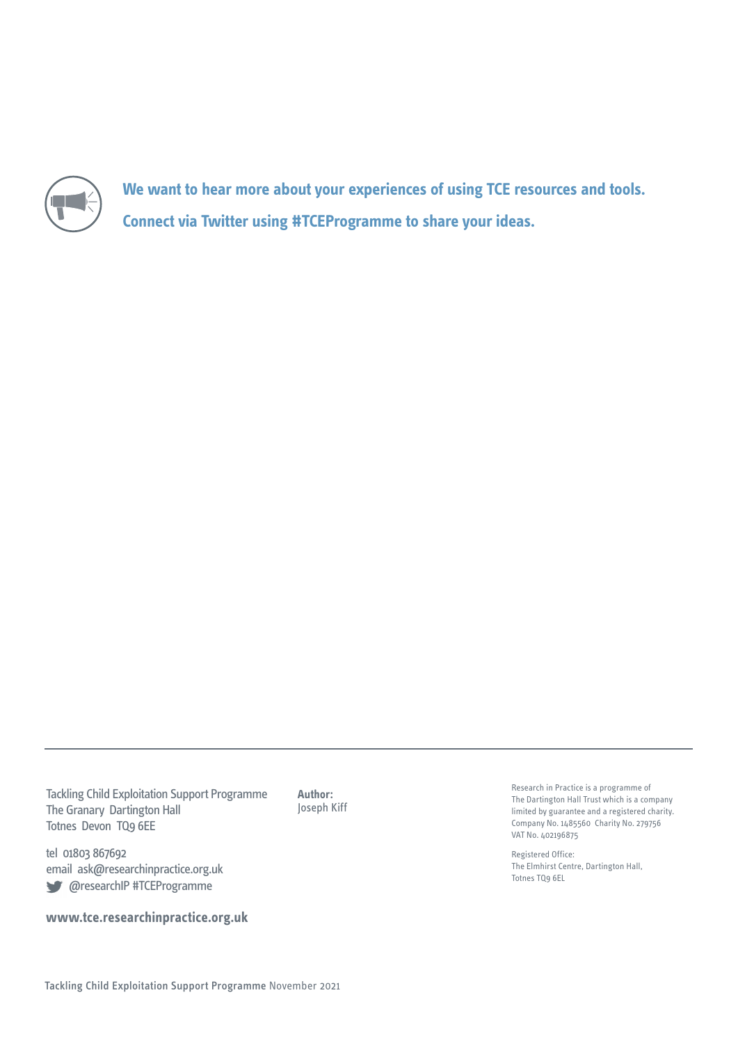**We want to hear more about your experiences of using TCE resources and tools.**

**Connect via Twitter using #TCEProgramme to share your ideas.**

Tackling Child Exploitation Support Programme
The Granary Dartington Hall
Totnes Devon TQ9 6EE

tel 01803 867692
email ask@researchinpractice.org.uk
@researchIP #TCEProgramme

**www.tce.researchinpractice.org.uk**

**Author:**
Joseph Kiff

Research in Practice is a programme of The Dartington Hall Trust which is a company limited by guarantee and a registered charity. Company No. 1485560 Charity No. 279756 VAT No. 402196875

Registered Office:
The Elmhirst Centre, Dartington Hall, Totnes TQ9 6EL

**Tackling Child Exploitation Support Programme** November 2021